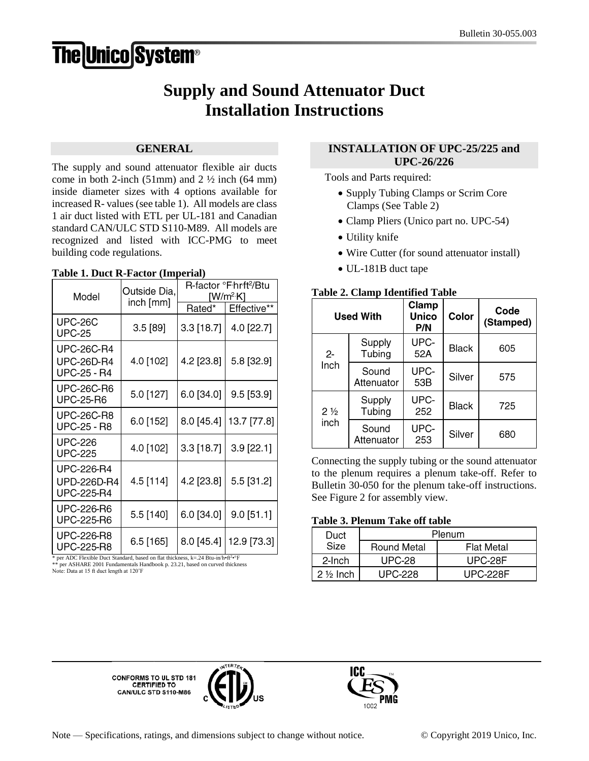# Supply and Sound Attenuator Duct Installation Instructions

## GENERAL

The supply and sound attenuator flexible air ducts come in both 2-inch (51mm) and 2 ½ inch (64 mm) inside diameter sizes with 4 options available for increased R- values (see table 1). All models are class 1 air duct listed with ETL per UL-181 and Canadian standard CAN/ULC STD S110-M89. All models are recognized and listed with ICC-PMG to meet building code regulations.

**Table 1. Duct R-Factor (Imperial)**

| Model | Outside Dia, inch [mm] | R-factor °F·hr·ft²/Btu [W/m²·K] | |
|---|---|---|---|
| | | Rated* | Effective** |
| UPC-26C<br>UPC-25 | 3.5 [89] | 3.3 [18.7] | 4.0 [22.7] |
| UPC-26C-R4<br>UPC-26D-R4<br>UPC-25 - R4 | 4.0 [102] | 4.2 [23.8] | 5.8 [32.9] |
| UPC-26C-R6<br>UPC-25-R6 | 5.0 [127] | 6.0 [34.0] | 9.5 [53.9] |
| UPC-26C-R8<br>UPC-25 - R8 | 6.0 [152] | 8.0 [45.4] | 13.7 [77.8] |
| UPC-226<br>UPC-225 | 4.0 [102] | 3.3 [18.7] | 3.9 [22.1] |
| UPC-226-R4<br>UPD-226D-R4<br>UPC-225-R4 | 4.5 [114] | 4.2 [23.8] | 5.5 [31.2] |
| UPC-226-R6<br>UPC-225-R6 | 5.5 [140] | 6.0 [34.0] | 9.0 [51.1] |
| UPC-226-R8<br>UPC-225-R8 | 6.5 [165] | 8.0 [45.4] | 12.9 [73.3] |

* per ADC Flexible Duct Standard, based on flat thickness, k=.24 Btu-in/h•ft²•°F
** per ASHARE 2001 Fundamentals Handbook p. 23.21, based on curved thickness
Note: Data at 15 ft duct length at 120°F

## INSTALLATION OF UPC-25/225 and UPC-26/226

Tools and Parts required:

- Supply Tubing Clamps or Scrim Core Clamps (See Table 2)
- Clamp Pliers (Unico part no. UPC-54)
- Utility knife
- Wire Cutter (for sound attenuator install)
- UL-181B duct tape

**Table 2. Clamp Identified Table**

| Used With | | Clamp Unico P/N | Color | Code (Stamped) |
|---|---|---|---|---|
| 2-Inch | Supply Tubing | UPC-52A | Black | 605 |
| | Sound Attenuator | UPC-53B | Silver | 575 |
| 2 ½ inch | Supply Tubing | UPC-252 | Black | 725 |
| | Sound Attenuator | UPC-253 | Silver | 680 |

Connecting the supply tubing or the sound attenuator to the plenum requires a plenum take-off. Refer to Bulletin 30-050 for the plenum take-off instructions. See Figure 2 for assembly view.

**Table 3. Plenum Take off table**

| Duct Size | Plenum | |
|---|---|---|
| | Round Metal | Flat Metal |
| 2-Inch | UPC-28 | UPC-28F |
| 2 ½ Inch | UPC-228 | UPC-228F |

CONFORMS TO UL STD 181
CERTIFIED TO
CAN/ULC STD S110-M86

Note — Specifications, ratings, and dimensions subject to change without notice. © Copyright 2019 Unico, Inc.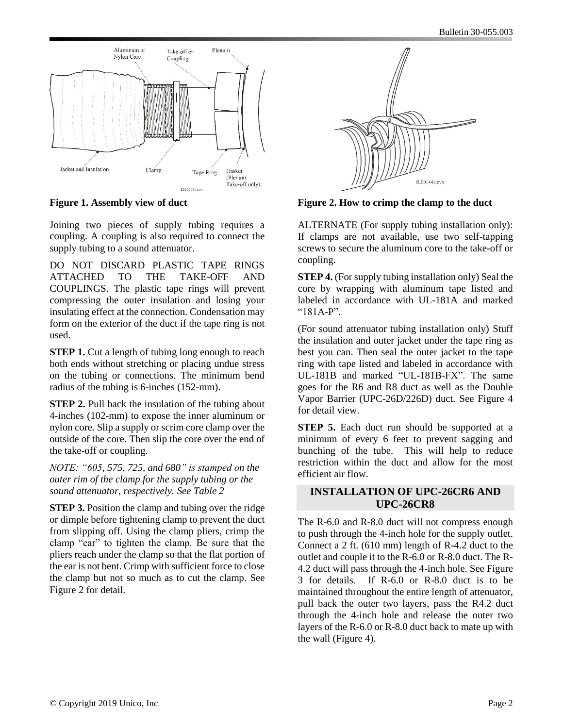Figure 1. Assembly view of duct

Joining two pieces of supply tubing requires a coupling. A coupling is also required to connect the supply tubing to a sound attenuator.

DO NOT DISCARD PLASTIC TAPE RINGS ATTACHED TO THE TAKE-OFF AND COUPLINGS. The plastic tape rings will prevent compressing the outer insulation and losing your insulating effect at the connection. Condensation may form on the exterior of the duct if the tape ring is not used.

**STEP 1.** Cut a length of tubing long enough to reach both ends without stretching or placing undue stress on the tubing or connections. The minimum bend radius of the tubing is 6-inches (152-mm).

**STEP 2.** Pull back the insulation of the tubing about 4-inches (102-mm) to expose the inner aluminum or nylon core. Slip a supply or scrim core clamp over the outside of the core. Then slip the core over the end of the take-off or coupling.

*NOTE: "605, 575, 725, and 680" is stamped on the outer rim of the clamp for the supply tubing or the sound attenuator, respectively. See Table 2*

**STEP 3.** Position the clamp and tubing over the ridge or dimple before tightening clamp to prevent the duct from slipping off. Using the clamp pliers, crimp the clamp "ear" to tighten the clamp. Be sure that the pliers reach under the clamp so that the flat portion of the ear is not bent. Crimp with sufficient force to close the clamp but not so much as to cut the clamp. See Figure 2 for detail.

Figure 2. How to crimp the clamp to the duct

ALTERNATE (For supply tubing installation only): If clamps are not available, use two self-tapping screws to secure the aluminum core to the take-off or coupling.

**STEP 4.** (For supply tubing installation only) Seal the core by wrapping with aluminum tape listed and labeled in accordance with UL-181A and marked "181A-P".

(For sound attenuator tubing installation only) Stuff the insulation and outer jacket under the tape ring as best you can. Then seal the outer jacket to the tape ring with tape listed and labeled in accordance with UL-181B and marked "UL-181B-FX". The same goes for the R6 and R8 duct as well as the Double Vapor Barrier (UPC-26D/226D) duct. See Figure 4 for detail view.

**STEP 5.** Each duct run should be supported at a minimum of every 6 feet to prevent sagging and bunching of the tube. This will help to reduce restriction within the duct and allow for the most efficient air flow.

## INSTALLATION OF UPC-26CR6 AND UPC-26CR8

The R-6.0 and R-8.0 duct will not compress enough to push through the 4-inch hole for the supply outlet. Connect a 2 ft. (610 mm) length of R-4.2 duct to the outlet and couple it to the R-6.0 or R-8.0 duct. The R-4.2 duct will pass through the 4-inch hole. See Figure 3 for details. If R-6.0 or R-8.0 duct is to be maintained throughout the entire length of attenuator, pull back the outer two layers, pass the R4.2 duct through the 4-inch hole and release the outer two layers of the R-6.0 or R-8.0 duct back to mate up with the wall (Figure 4).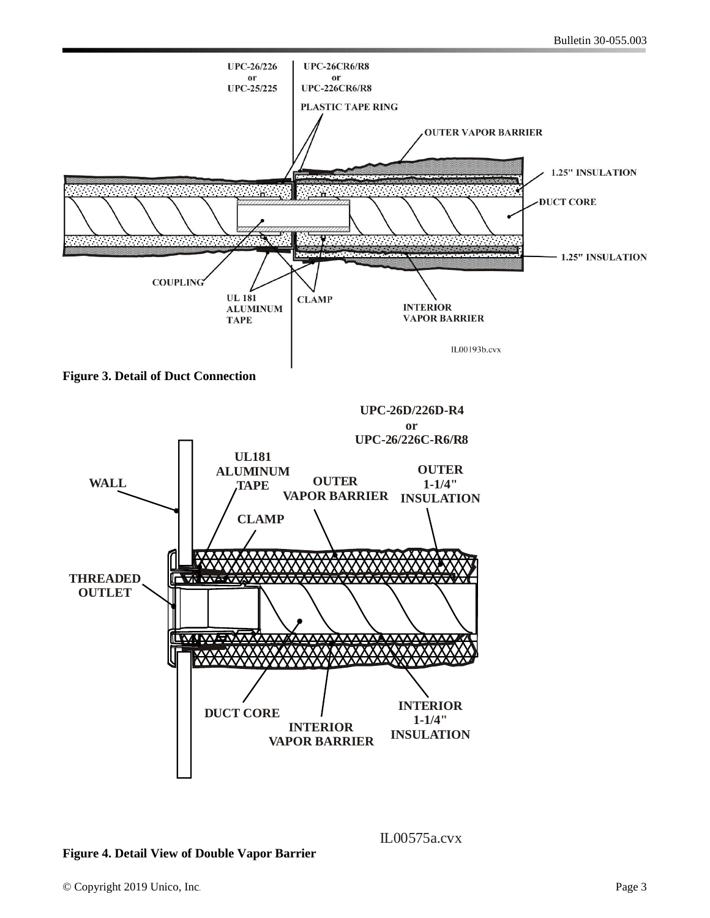UPC-26/226
or
UPC-25/225

UPC-26CR6/R8
or
UPC-226CR6/R8

PLASTIC TAPE RING

OUTER VAPOR BARRIER

1.25" INSULATION

DUCT CORE

1.25" INSULATION

COUPLING

UL 181
ALUMINUM
TAPE

CLAMP

INTERIOR
VAPOR BARRIER

IL00193b.cvx

**Figure 3. Detail of Duct Connection**

UPC-26D/226D-R4
or
UPC-26/226C-R6/R8

WALL

UL181
ALUMINUM
TAPE

OUTER
VAPOR BARRIER

OUTER
1-1/4"
INSULATION

CLAMP

THREADED
OUTLET

DUCT CORE

INTERIOR
VAPOR BARRIER

INTERIOR
1-1/4"
INSULATION

IL00575a.cvx

**Figure 4. Detail View of Double Vapor Barrier**

© Copyright 2019 Unico, Inc.